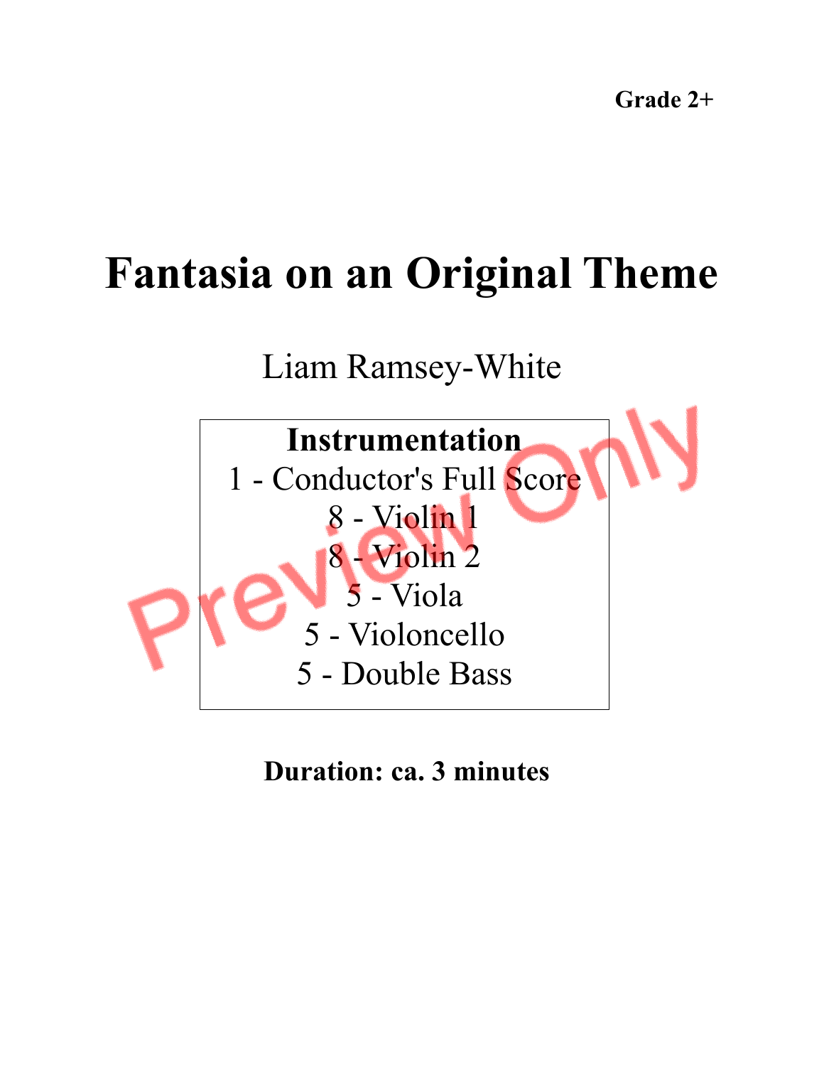**Grade 2+**

# Fantasia on an Original Theme

Liam Ramsey-White

**Instrumentation**

1 - Conductor's Full Score
8 - Violin 1
8 - Violin 2
5 - Viola
5 - Violoncello
5 - Double Bass

**Duration: ca. 3 minutes**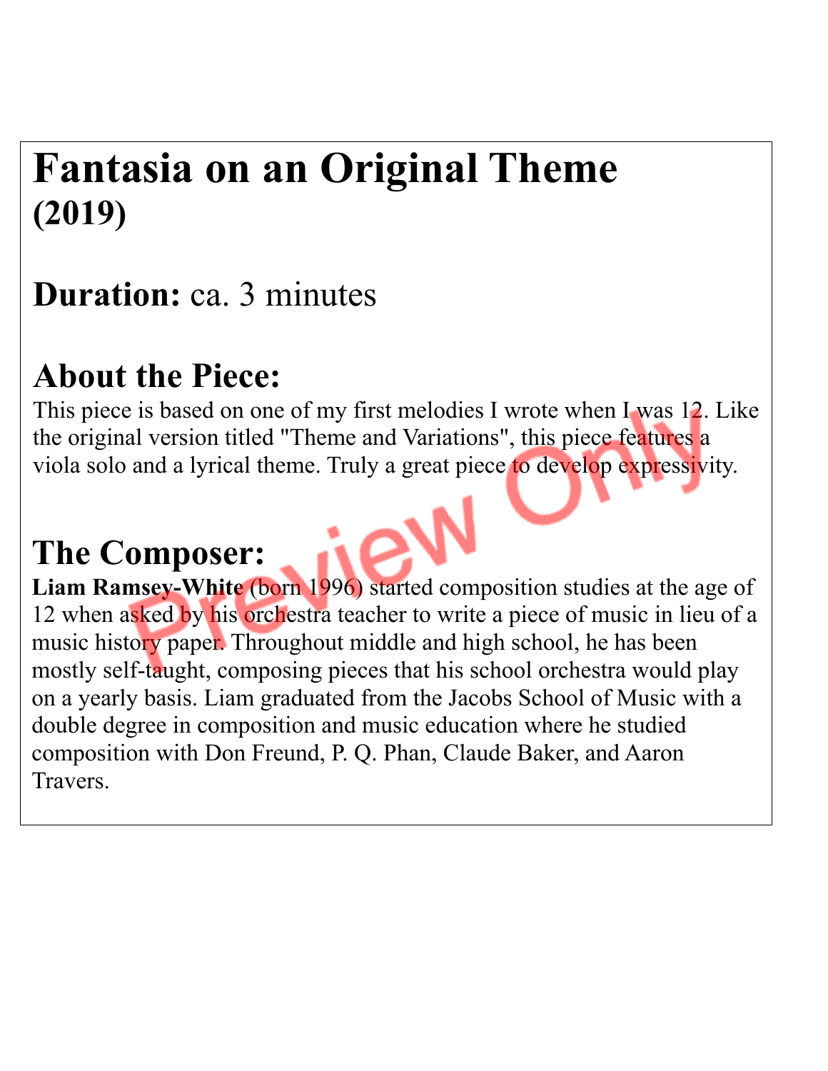# Fantasia on an Original Theme
## (2019)

## Duration: ca. 3 minutes

## About the Piece:

This piece is based on one of my first melodies I wrote when I was 12. Like the original version titled "Theme and Variations", this piece features a viola solo and a lyrical theme. Truly a great piece to develop expressivity.

## The Composer:

**Liam Ramsey-White** (born 1996) started composition studies at the age of 12 when asked by his orchestra teacher to write a piece of music in lieu of a music history paper. Throughout middle and high school, he has been mostly self-taught, composing pieces that his school orchestra would play on a yearly basis. Liam graduated from the Jacobs School of Music with a double degree in composition and music education where he studied composition with Don Freund, P. Q. Phan, Claude Baker, and Aaron Travers.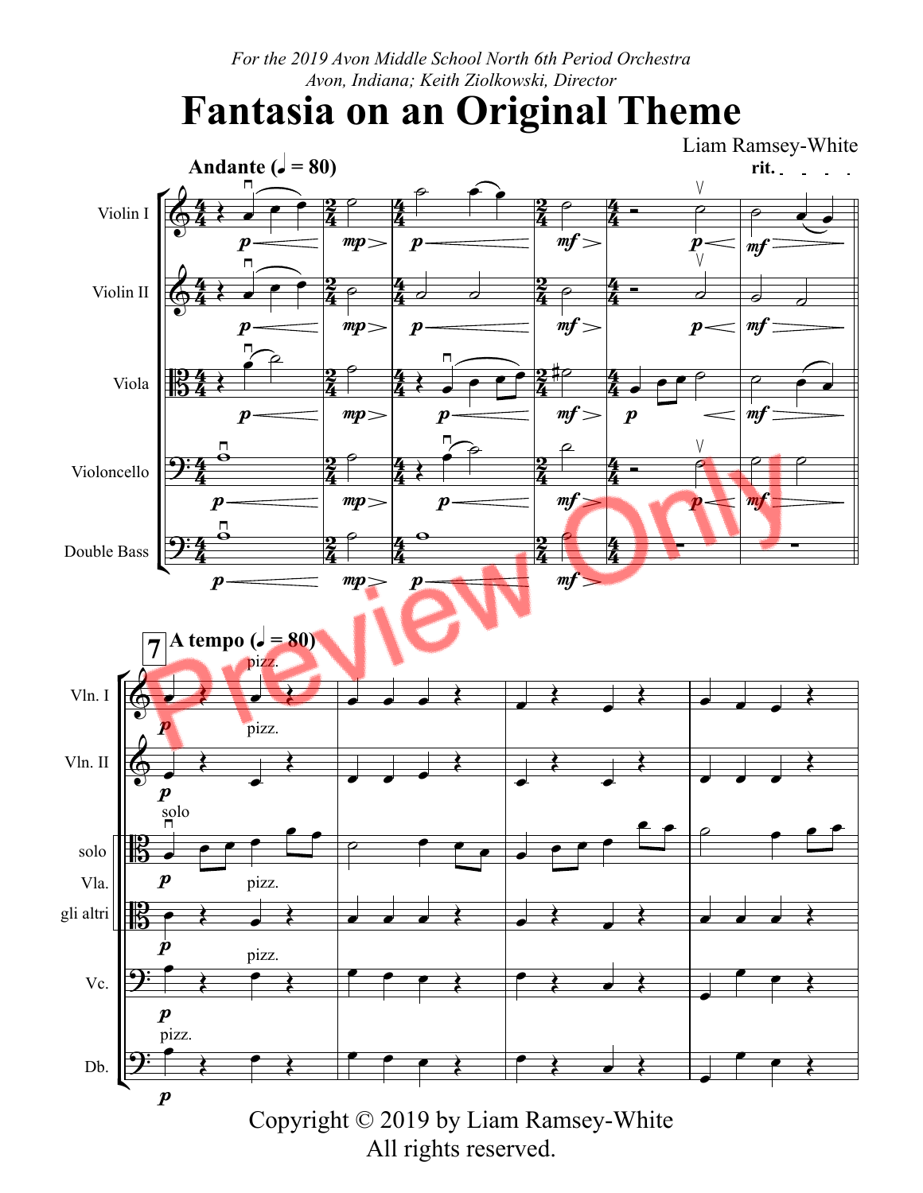*For the 2019 Avon Middle School North 6th Period Orchestra*
*Avon, Indiana; Keith Ziolkowski, Director*

# Fantasia on an Original Theme

Liam Ramsey-White

Copyright © 2019 by Liam Ramsey-White
All rights reserved.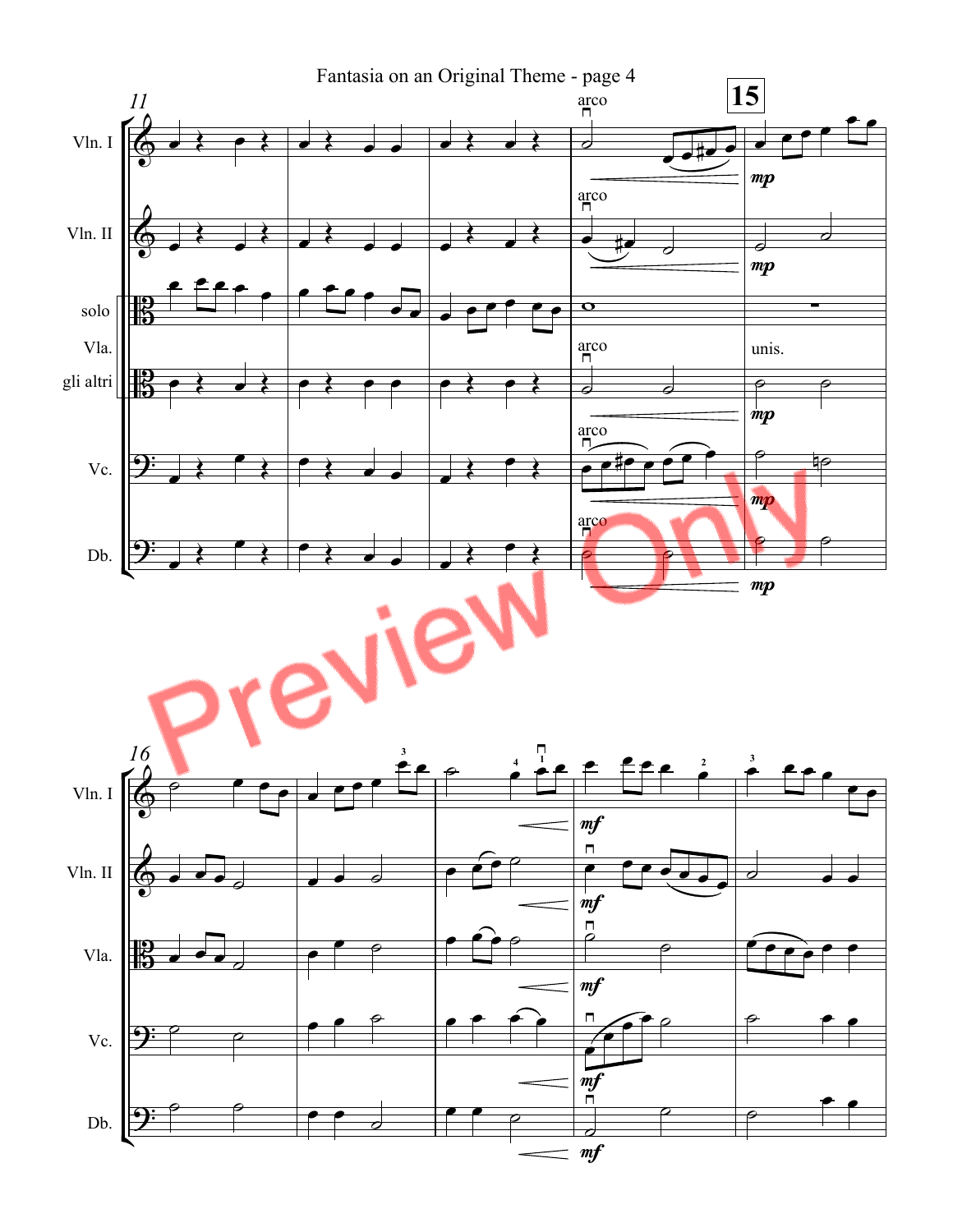Fantasia on an Original Theme - page 4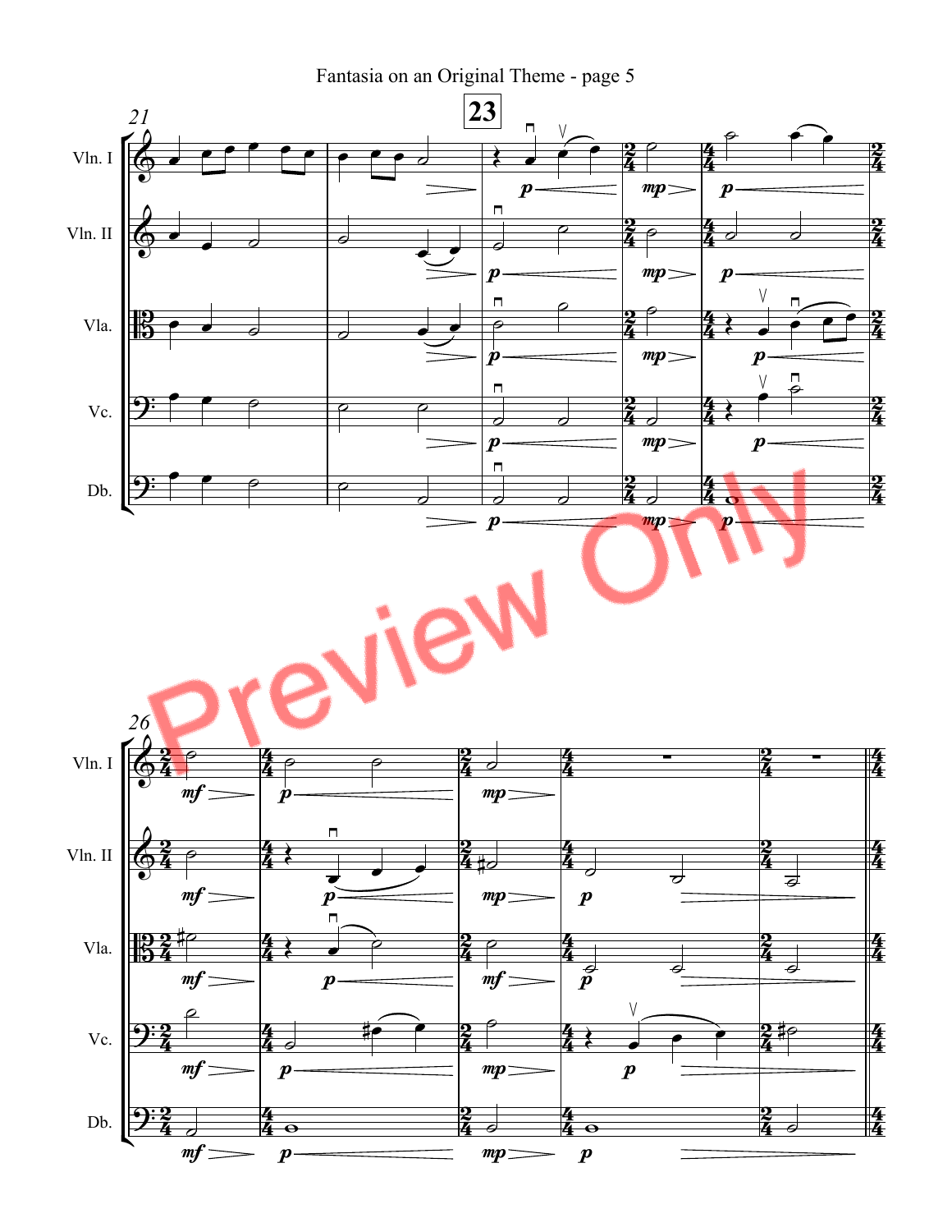Fantasia on an Original Theme - page 5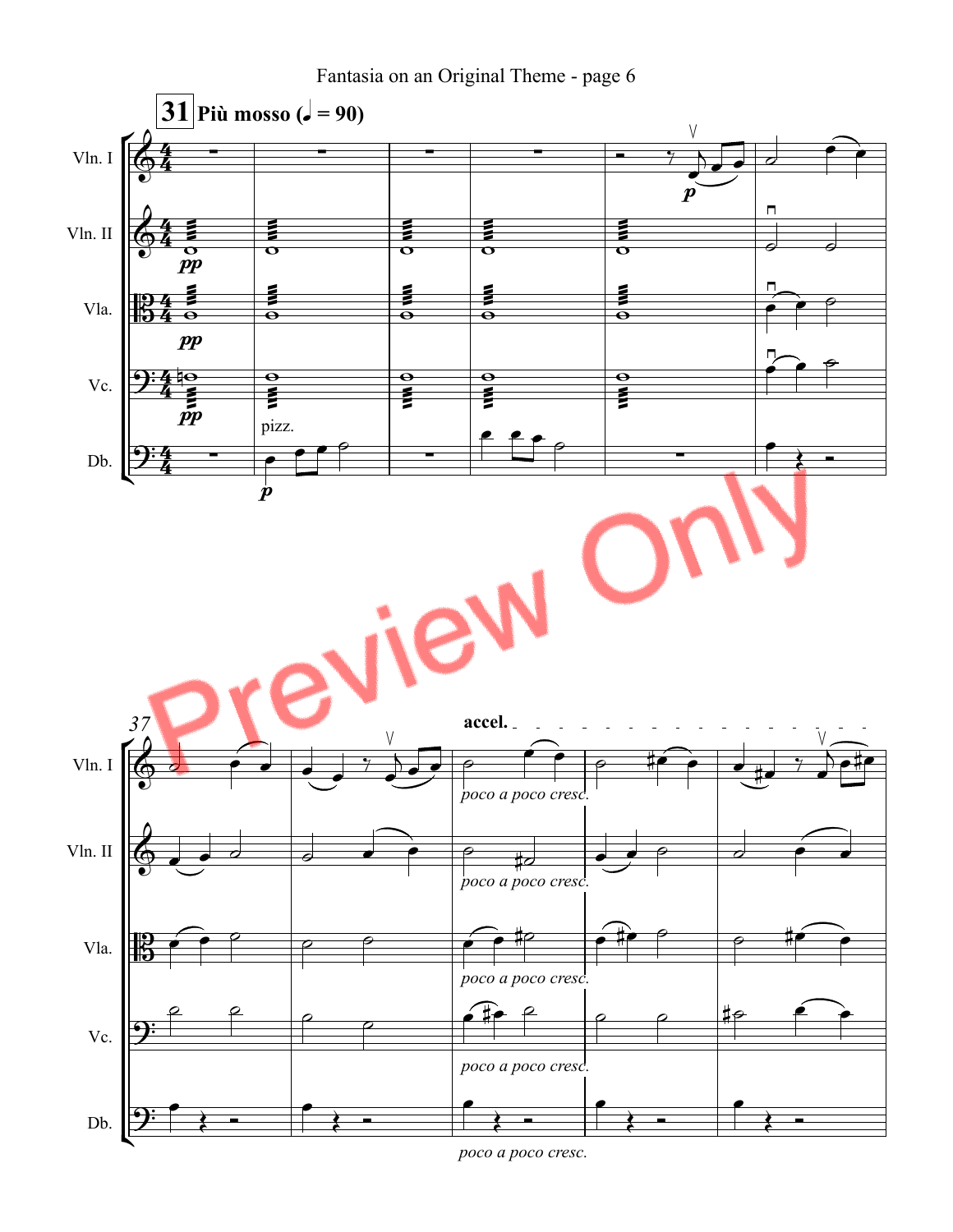Fantasia on an Original Theme - page 6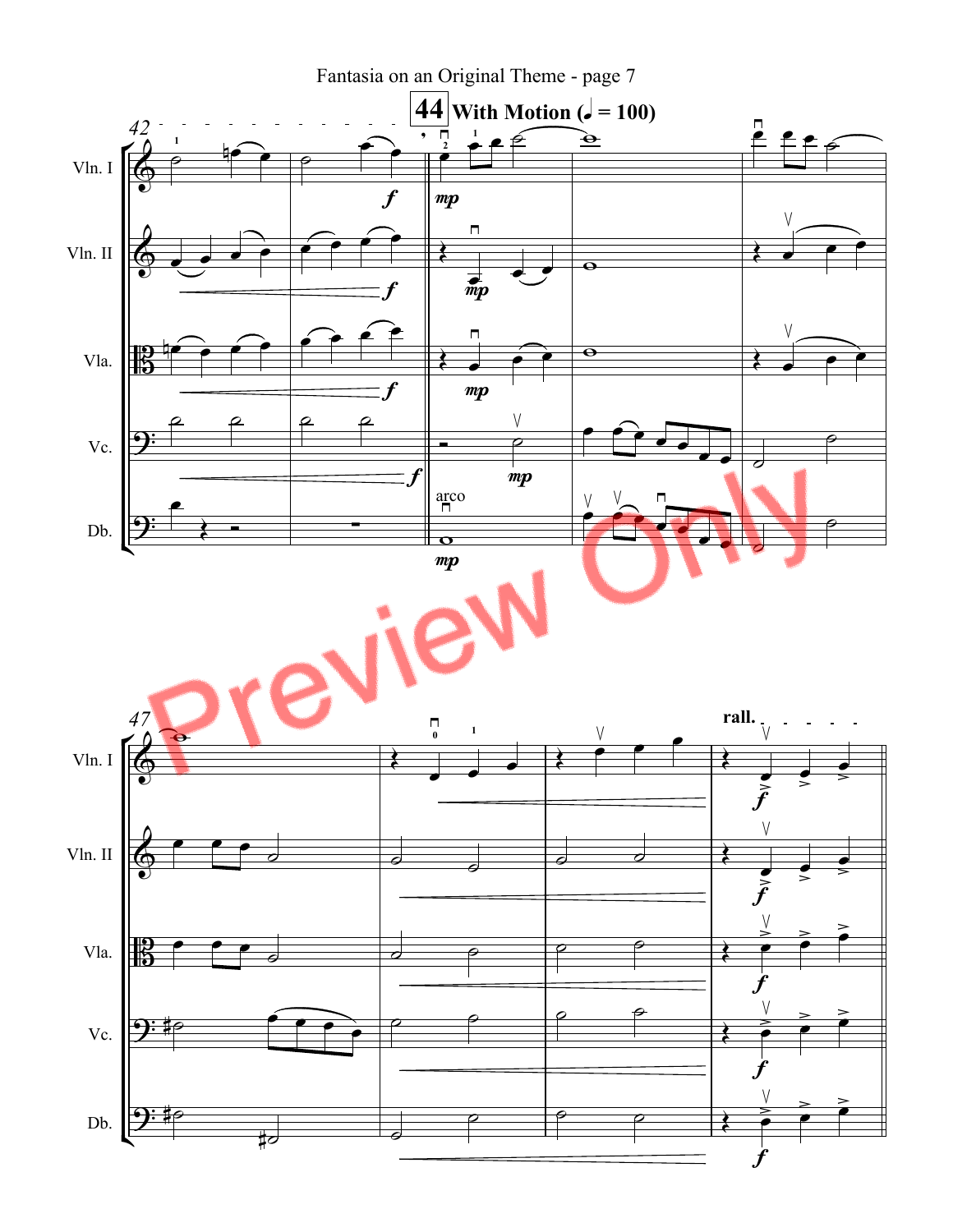**44** **With Motion (♩ = 100)**

Vln. I

Vln. II

Vla.

Vc.

Db.

arco

**rall.**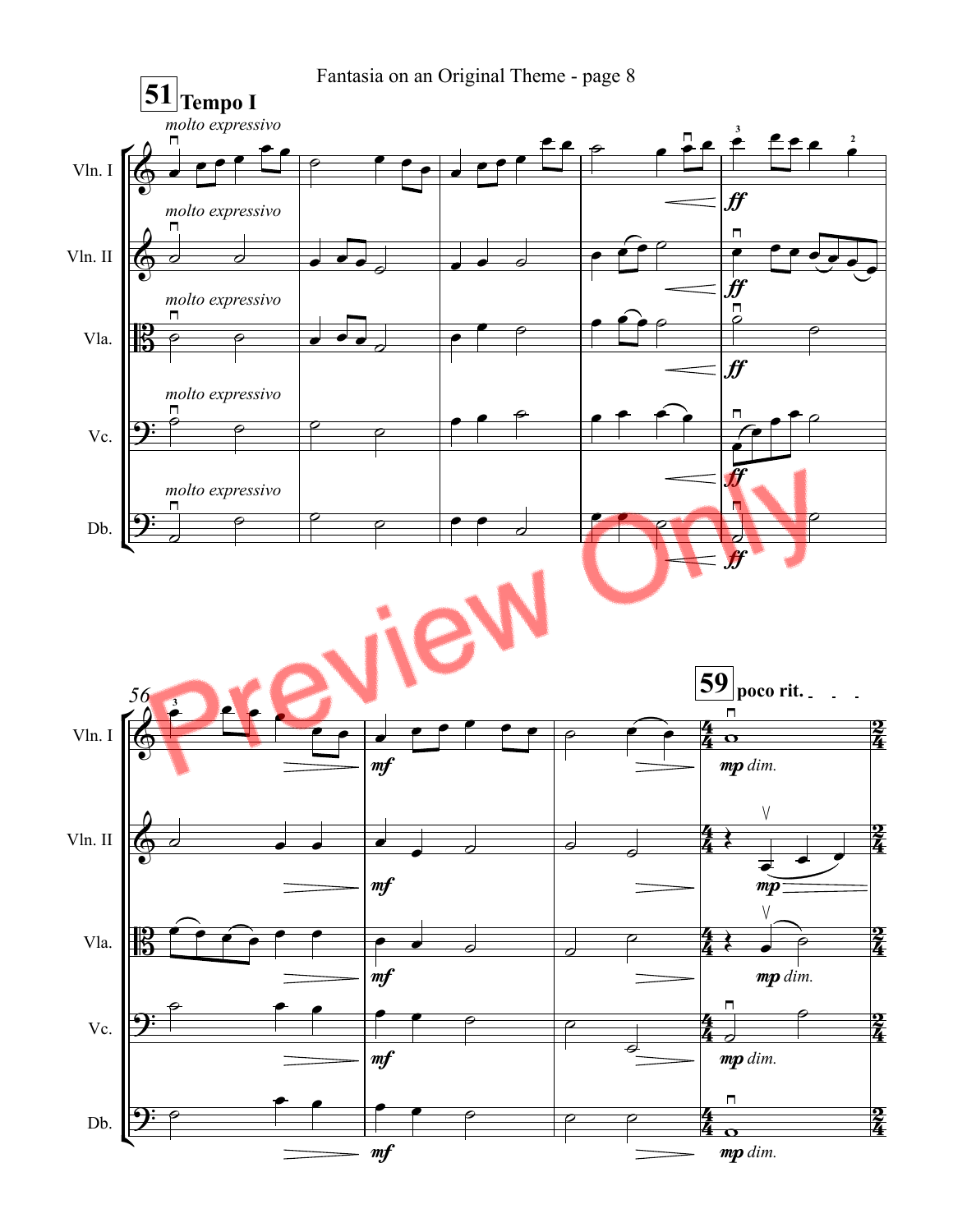Fantasia on an Original Theme - page 8